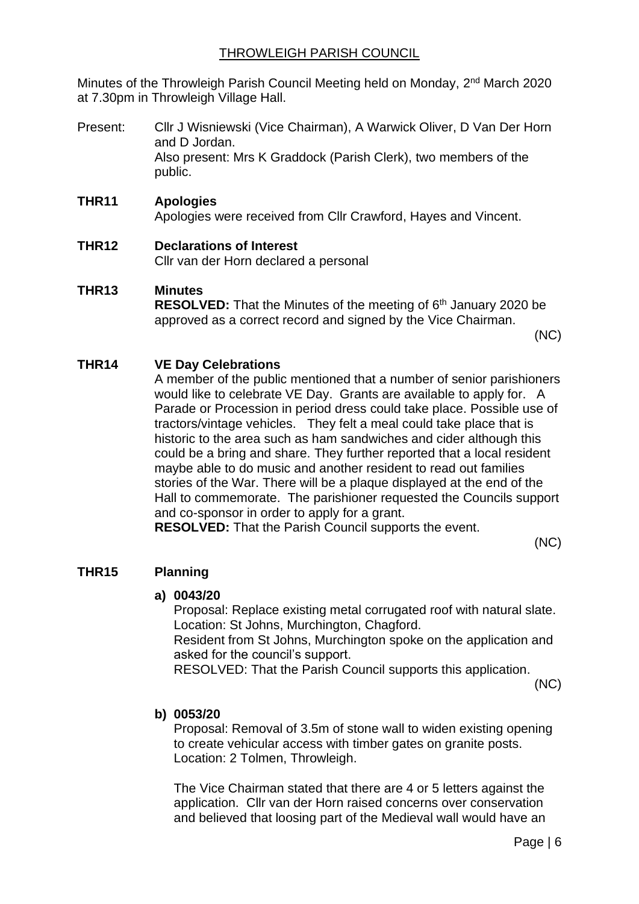# THROWLEIGH PARISH COUNCIL

Minutes of the Throwleigh Parish Council Meeting held on Monday, 2nd March 2020 at 7.30pm in Throwleigh Village Hall.

Present: Cllr J Wisniewski (Vice Chairman), A Warwick Oliver, D Van Der Horn and D Jordan.
Also present: Mrs K Graddock (Parish Clerk), two members of the public.

**THR11 Apologies**

Apologies were received from Cllr Crawford, Hayes and Vincent.

**THR12 Declarations of Interest**

Cllr van der Horn declared a personal

**THR13 Minutes**

**RESOLVED:** That the Minutes of the meeting of 6th January 2020 be approved as a correct record and signed by the Vice Chairman.

(NC)

**THR14 VE Day Celebrations**

A member of the public mentioned that a number of senior parishioners would like to celebrate VE Day. Grants are available to apply for. A Parade or Procession in period dress could take place. Possible use of tractors/vintage vehicles. They felt a meal could take place that is historic to the area such as ham sandwiches and cider although this could be a bring and share. They further reported that a local resident maybe able to do music and another resident to read out families stories of the War. There will be a plaque displayed at the end of the Hall to commemorate. The parishioner requested the Councils support and co-sponsor in order to apply for a grant.

**RESOLVED:** That the Parish Council supports the event.

(NC)

**THR15 Planning**

**a) 0043/20**

Proposal: Replace existing metal corrugated roof with natural slate.
Location: St Johns, Murchington, Chagford.
Resident from St Johns, Murchington spoke on the application and asked for the council's support.
RESOLVED: That the Parish Council supports this application.

(NC)

**b) 0053/20**

Proposal: Removal of 3.5m of stone wall to widen existing opening to create vehicular access with timber gates on granite posts.
Location: 2 Tolmen, Throwleigh.

The Vice Chairman stated that there are 4 or 5 letters against the application. Cllr van der Horn raised concerns over conservation and believed that loosing part of the Medieval wall would have an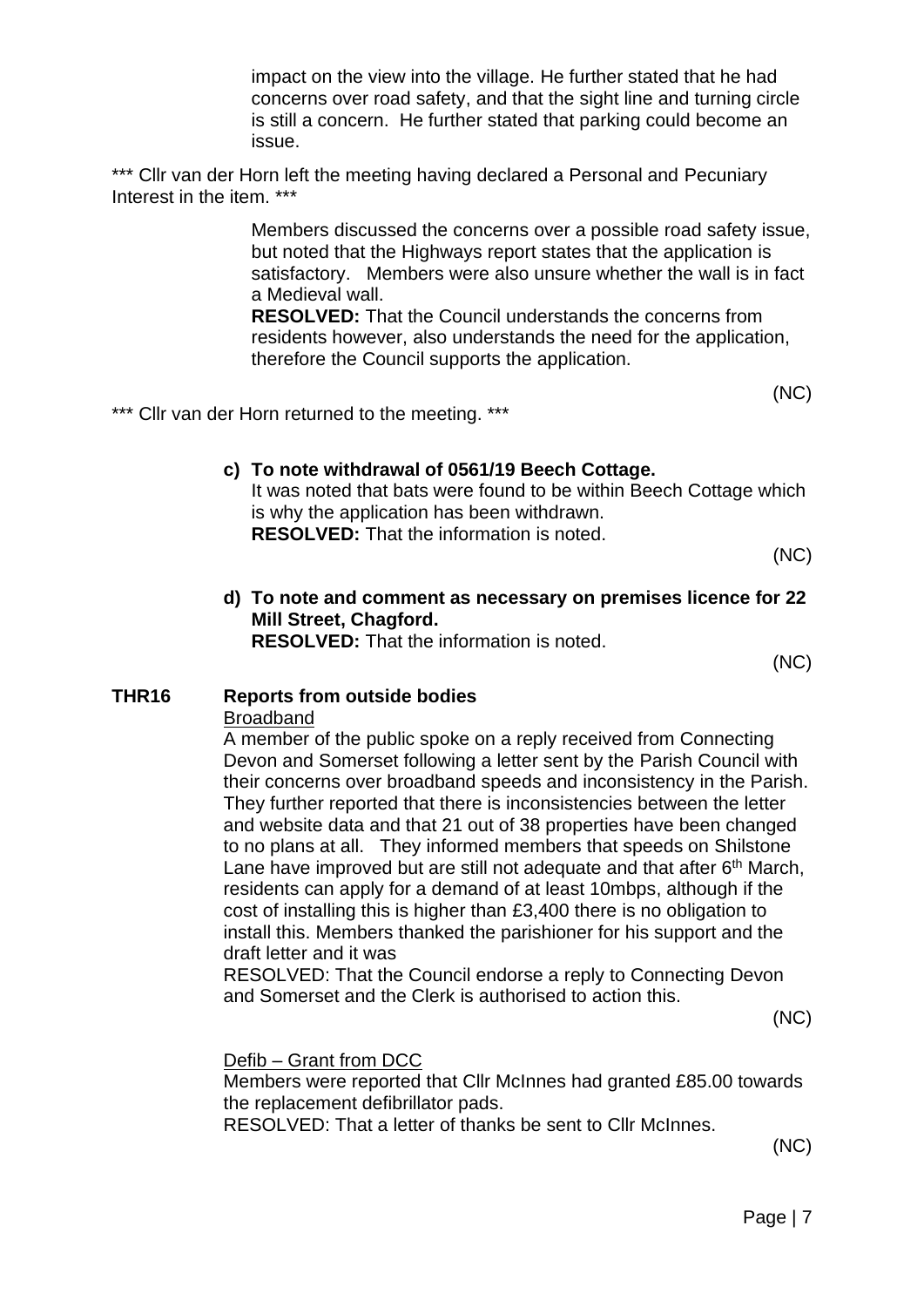impact on the view into the village. He further stated that he had concerns over road safety, and that the sight line and turning circle is still a concern. He further stated that parking could become an issue.

*** Cllr van der Horn left the meeting having declared a Personal and Pecuniary Interest in the item. ***

Members discussed the concerns over a possible road safety issue, but noted that the Highways report states that the application is satisfactory. Members were also unsure whether the wall is in fact a Medieval wall.
**RESOLVED:** That the Council understands the concerns from residents however, also understands the need for the application, therefore the Council supports the application.

(NC)

*** Cllr van der Horn returned to the meeting. ***

**c) To note withdrawal of 0561/19 Beech Cottage.**
It was noted that bats were found to be within Beech Cottage which is why the application has been withdrawn.
**RESOLVED:** That the information is noted.

(NC)

**d) To note and comment as necessary on premises licence for 22 Mill Street, Chagford.**
**RESOLVED:** That the information is noted.

(NC)

## THR16 Reports from outside bodies

Broadband

A member of the public spoke on a reply received from Connecting Devon and Somerset following a letter sent by the Parish Council with their concerns over broadband speeds and inconsistency in the Parish. They further reported that there is inconsistencies between the letter and website data and that 21 out of 38 properties have been changed to no plans at all. They informed members that speeds on Shilstone Lane have improved but are still not adequate and that after 6th March, residents can apply for a demand of at least 10mbps, although if the cost of installing this is higher than £3,400 there is no obligation to install this. Members thanked the parishioner for his support and the draft letter and it was

RESOLVED: That the Council endorse a reply to Connecting Devon and Somerset and the Clerk is authorised to action this.

(NC)

Defib – Grant from DCC

Members were reported that Cllr McInnes had granted £85.00 towards the replacement defibrillator pads.

RESOLVED: That a letter of thanks be sent to Cllr McInnes.

(NC)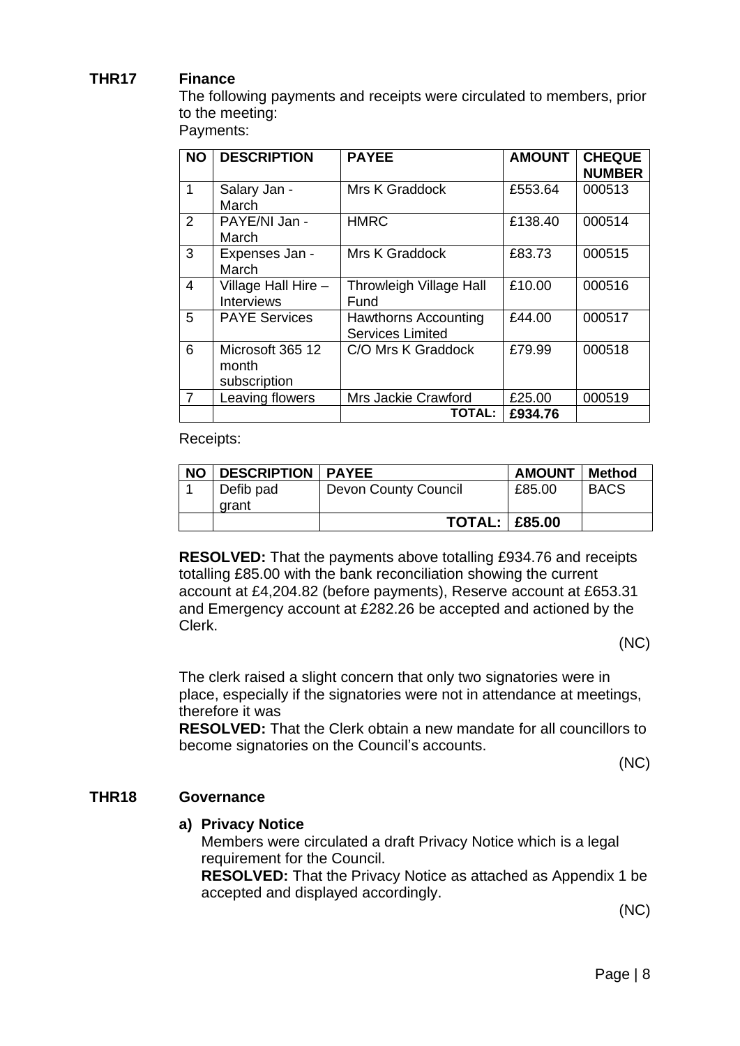## THR17 Finance

The following payments and receipts were circulated to members, prior to the meeting:

Payments:

| NO | DESCRIPTION | PAYEE | AMOUNT | CHEQUE NUMBER |
|---|---|---|---|---|
| 1 | Salary Jan - March | Mrs K Graddock | £553.64 | 000513 |
| 2 | PAYE/NI Jan - March | HMRC | £138.40 | 000514 |
| 3 | Expenses Jan - March | Mrs K Graddock | £83.73 | 000515 |
| 4 | Village Hall Hire – Interviews | Throwleigh Village Hall Fund | £10.00 | 000516 |
| 5 | PAYE Services | Hawthorns Accounting Services Limited | £44.00 | 000517 |
| 6 | Microsoft 365 12 month subscription | C/O Mrs K Graddock | £79.99 | 000518 |
| 7 | Leaving flowers | Mrs Jackie Crawford | £25.00 | 000519 |
| | | **TOTAL:** | **£934.76** | |

Receipts:

| NO | DESCRIPTION | PAYEE | AMOUNT | Method |
|---|---|---|---|---|
| 1 | Defib pad grant | Devon County Council | £85.00 | BACS |
| | | **TOTAL:** | **£85.00** | |

**RESOLVED:** That the payments above totalling £934.76 and receipts totalling £85.00 with the bank reconciliation showing the current account at £4,204.82 (before payments), Reserve account at £653.31 and Emergency account at £282.26 be accepted and actioned by the Clerk.

(NC)

The clerk raised a slight concern that only two signatories were in place, especially if the signatories were not in attendance at meetings, therefore it was

**RESOLVED:** That the Clerk obtain a new mandate for all councillors to become signatories on the Council's accounts.

(NC)

## THR18 Governance

**a) Privacy Notice**

Members were circulated a draft Privacy Notice which is a legal requirement for the Council.

**RESOLVED:** That the Privacy Notice as attached as Appendix 1 be accepted and displayed accordingly.

(NC)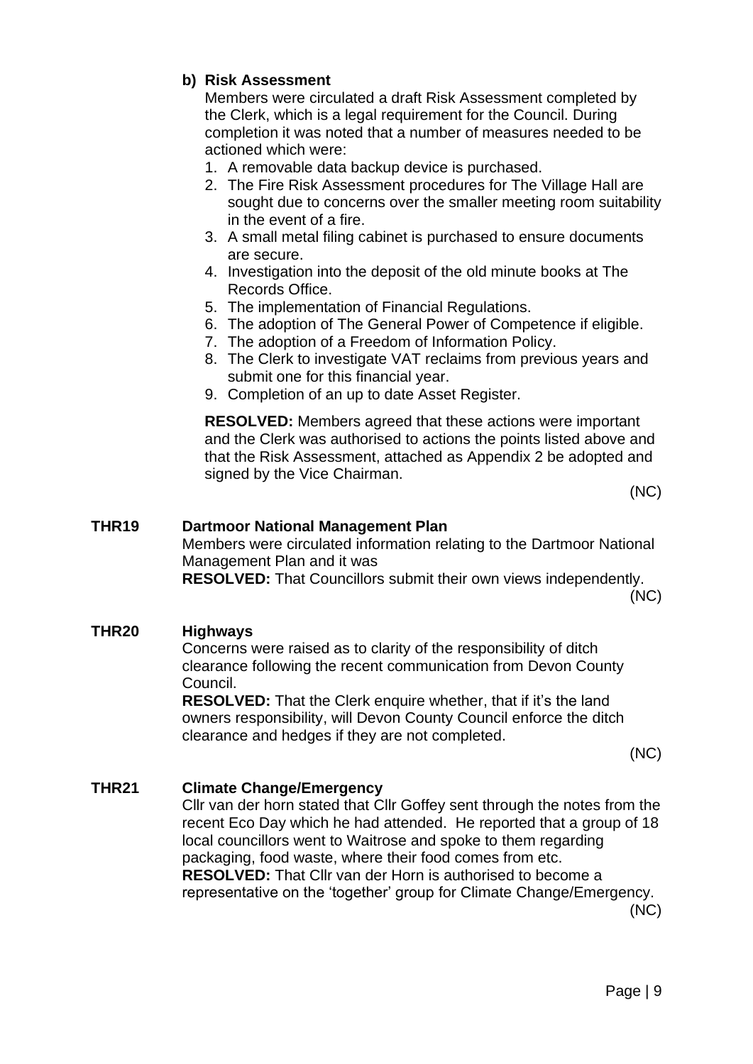**b) Risk Assessment**

Members were circulated a draft Risk Assessment completed by the Clerk, which is a legal requirement for the Council. During completion it was noted that a number of measures needed to be actioned which were:

1. A removable data backup device is purchased.
2. The Fire Risk Assessment procedures for The Village Hall are sought due to concerns over the smaller meeting room suitability in the event of a fire.
3. A small metal filing cabinet is purchased to ensure documents are secure.
4. Investigation into the deposit of the old minute books at The Records Office.
5. The implementation of Financial Regulations.
6. The adoption of The General Power of Competence if eligible.
7. The adoption of a Freedom of Information Policy.
8. The Clerk to investigate VAT reclaims from previous years and submit one for this financial year.
9. Completion of an up to date Asset Register.

**RESOLVED:** Members agreed that these actions were important and the Clerk was authorised to actions the points listed above and that the Risk Assessment, attached as Appendix 2 be adopted and signed by the Vice Chairman.

(NC)

**THR19 Dartmoor National Management Plan**

Members were circulated information relating to the Dartmoor National Management Plan and it was

**RESOLVED:** That Councillors submit their own views independently.

(NC)

**THR20 Highways**

Concerns were raised as to clarity of the responsibility of ditch clearance following the recent communication from Devon County Council.

**RESOLVED:** That the Clerk enquire whether, that if it's the land owners responsibility, will Devon County Council enforce the ditch clearance and hedges if they are not completed.

(NC)

**THR21 Climate Change/Emergency**

Cllr van der horn stated that Cllr Goffey sent through the notes from the recent Eco Day which he had attended. He reported that a group of 18 local councillors went to Waitrose and spoke to them regarding packaging, food waste, where their food comes from etc.

**RESOLVED:** That Cllr van der Horn is authorised to become a representative on the 'together' group for Climate Change/Emergency.

(NC)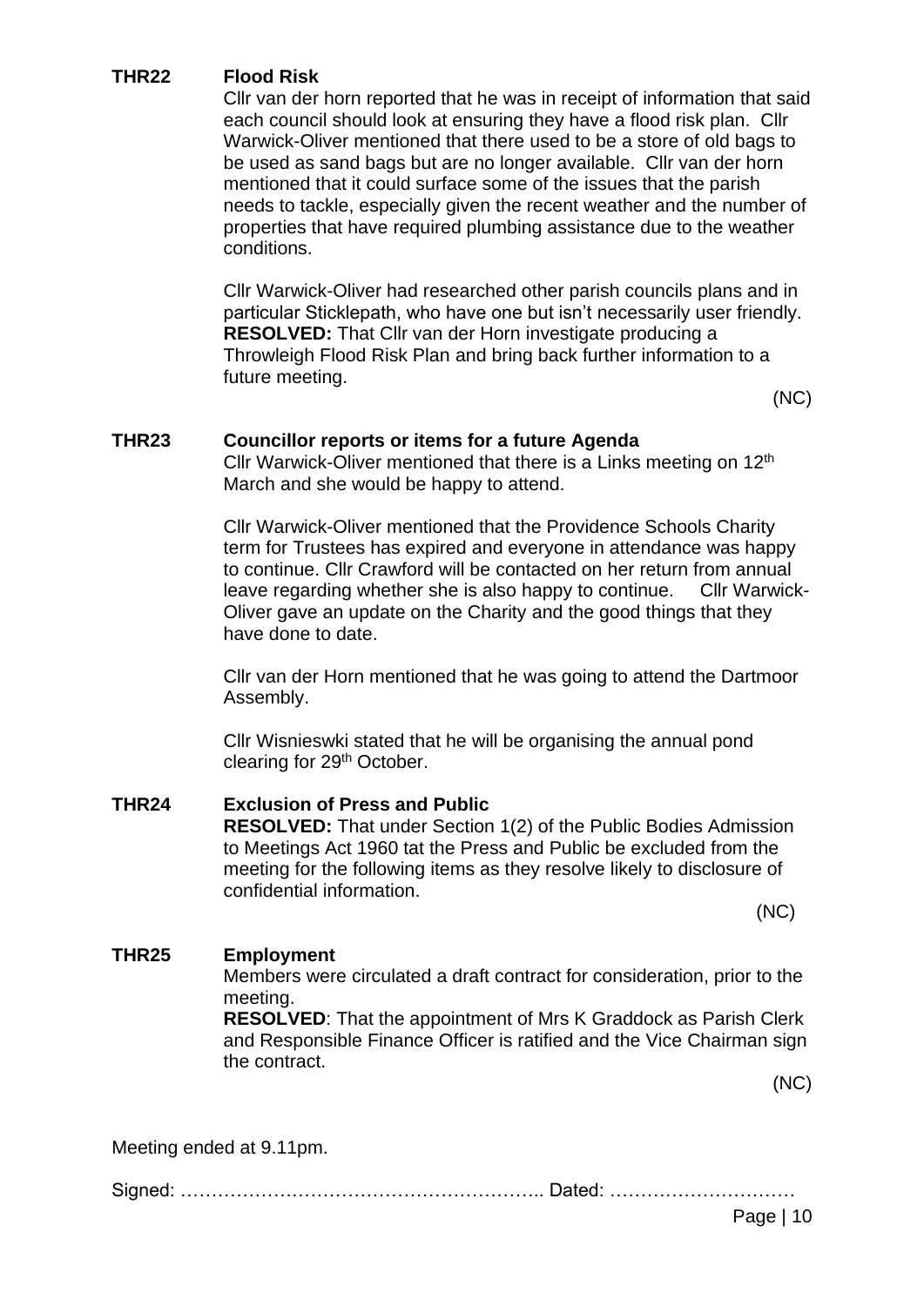**THR22 Flood Risk**

Cllr van der horn reported that he was in receipt of information that said each council should look at ensuring they have a flood risk plan. Cllr Warwick-Oliver mentioned that there used to be a store of old bags to be used as sand bags but are no longer available. Cllr van der horn mentioned that it could surface some of the issues that the parish needs to tackle, especially given the recent weather and the number of properties that have required plumbing assistance due to the weather conditions.

Cllr Warwick-Oliver had researched other parish councils plans and in particular Sticklepath, who have one but isn't necessarily user friendly. **RESOLVED:** That Cllr van der Horn investigate producing a Throwleigh Flood Risk Plan and bring back further information to a future meeting.

(NC)

**THR23 Councillor reports or items for a future Agenda**

Cllr Warwick-Oliver mentioned that there is a Links meeting on 12th March and she would be happy to attend.

Cllr Warwick-Oliver mentioned that the Providence Schools Charity term for Trustees has expired and everyone in attendance was happy to continue. Cllr Crawford will be contacted on her return from annual leave regarding whether she is also happy to continue. Cllr Warwick-Oliver gave an update on the Charity and the good things that they have done to date.

Cllr van der Horn mentioned that he was going to attend the Dartmoor Assembly.

Cllr Wisnieswki stated that he will be organising the annual pond clearing for 29th October.

**THR24 Exclusion of Press and Public**

**RESOLVED:** That under Section 1(2) of the Public Bodies Admission to Meetings Act 1960 tat the Press and Public be excluded from the meeting for the following items as they resolve likely to disclosure of confidential information.

(NC)

**THR25 Employment**

Members were circulated a draft contract for consideration, prior to the meeting.

**RESOLVED**: That the appointment of Mrs K Graddock as Parish Clerk and Responsible Finance Officer is ratified and the Vice Chairman sign the contract.

(NC)

Meeting ended at 9.11pm.

Signed: ………………………………………………….. Dated: …………………………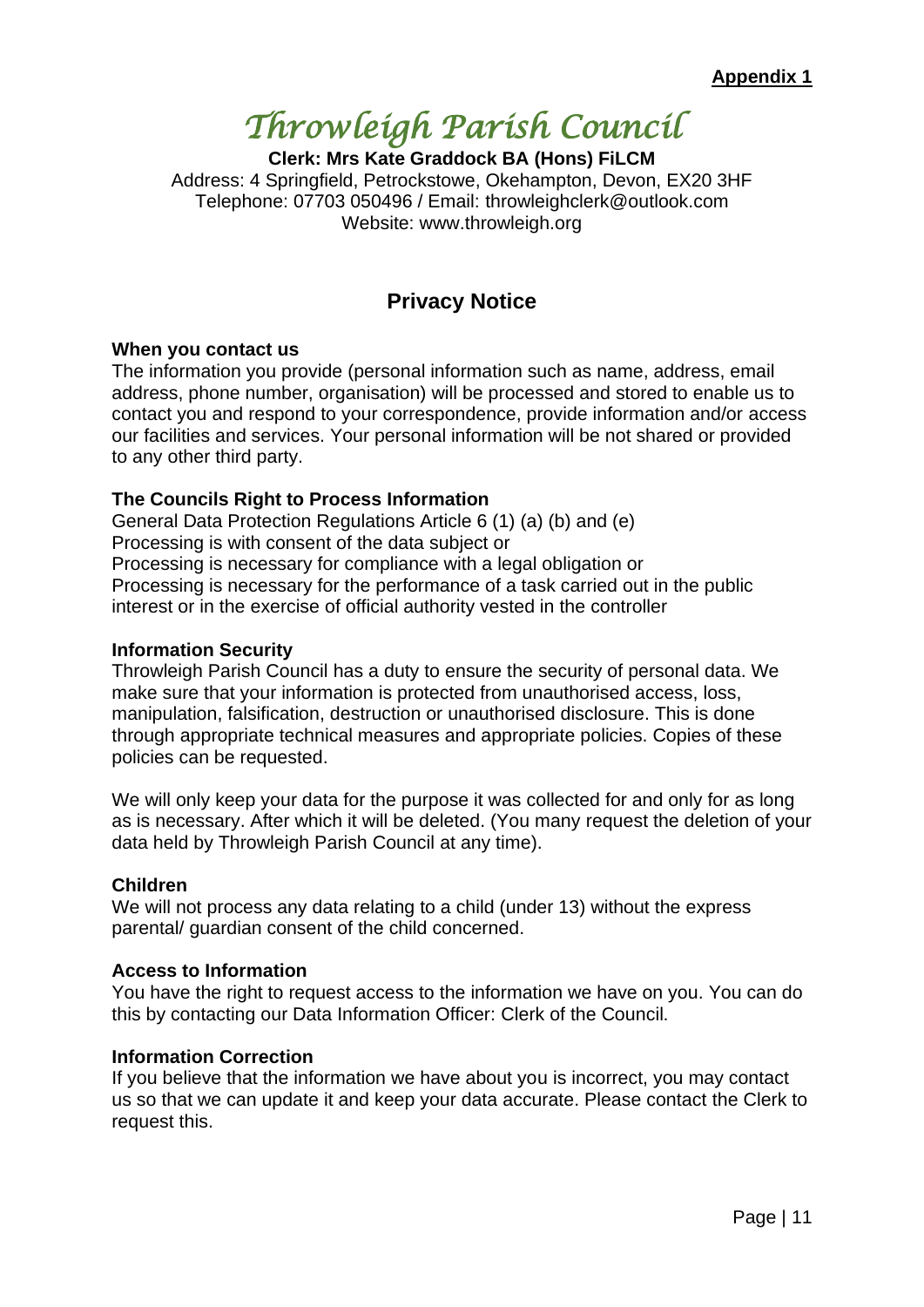**Appendix 1**

# Throwleigh Parish Council

**Clerk: Mrs Kate Graddock BA (Hons) FiLCM**

Address: 4 Springfield, Petrockstowe, Okehampton, Devon, EX20 3HF
Telephone: 07703 050496 / Email: throwleighclerk@outlook.com
Website: www.throwleigh.org

## Privacy Notice

**When you contact us**

The information you provide (personal information such as name, address, email address, phone number, organisation) will be processed and stored to enable us to contact you and respond to your correspondence, provide information and/or access our facilities and services. Your personal information will be not shared or provided to any other third party.

**The Councils Right to Process Information**

General Data Protection Regulations Article 6 (1) (a) (b) and (e)
Processing is with consent of the data subject or
Processing is necessary for compliance with a legal obligation or
Processing is necessary for the performance of a task carried out in the public interest or in the exercise of official authority vested in the controller

**Information Security**

Throwleigh Parish Council has a duty to ensure the security of personal data. We make sure that your information is protected from unauthorised access, loss, manipulation, falsification, destruction or unauthorised disclosure. This is done through appropriate technical measures and appropriate policies. Copies of these policies can be requested.

We will only keep your data for the purpose it was collected for and only for as long as is necessary. After which it will be deleted. (You many request the deletion of your data held by Throwleigh Parish Council at any time).

**Children**

We will not process any data relating to a child (under 13) without the express parental/ guardian consent of the child concerned.

**Access to Information**

You have the right to request access to the information we have on you. You can do this by contacting our Data Information Officer: Clerk of the Council.

**Information Correction**

If you believe that the information we have about you is incorrect, you may contact us so that we can update it and keep your data accurate. Please contact the Clerk to request this.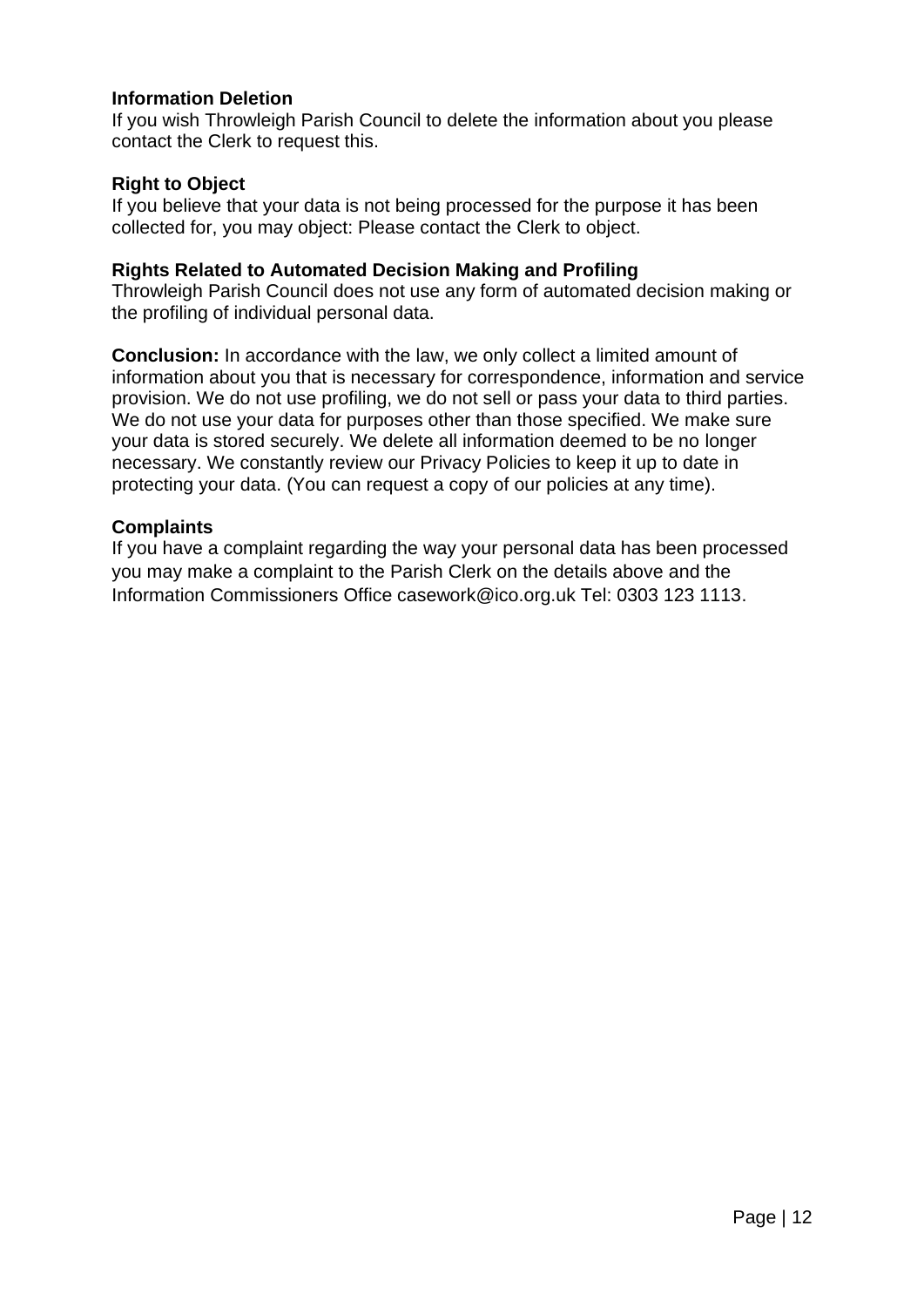**Information Deletion**
If you wish Throwleigh Parish Council to delete the information about you please contact the Clerk to request this.

**Right to Object**
If you believe that your data is not being processed for the purpose it has been collected for, you may object: Please contact the Clerk to object.

**Rights Related to Automated Decision Making and Profiling**
Throwleigh Parish Council does not use any form of automated decision making or the profiling of individual personal data.

**Conclusion:** In accordance with the law, we only collect a limited amount of information about you that is necessary for correspondence, information and service provision. We do not use profiling, we do not sell or pass your data to third parties. We do not use your data for purposes other than those specified. We make sure your data is stored securely. We delete all information deemed to be no longer necessary. We constantly review our Privacy Policies to keep it up to date in protecting your data. (You can request a copy of our policies at any time).

**Complaints**
If you have a complaint regarding the way your personal data has been processed you may make a complaint to the Parish Clerk on the details above and the Information Commissioners Office casework@ico.org.uk Tel: 0303 123 1113.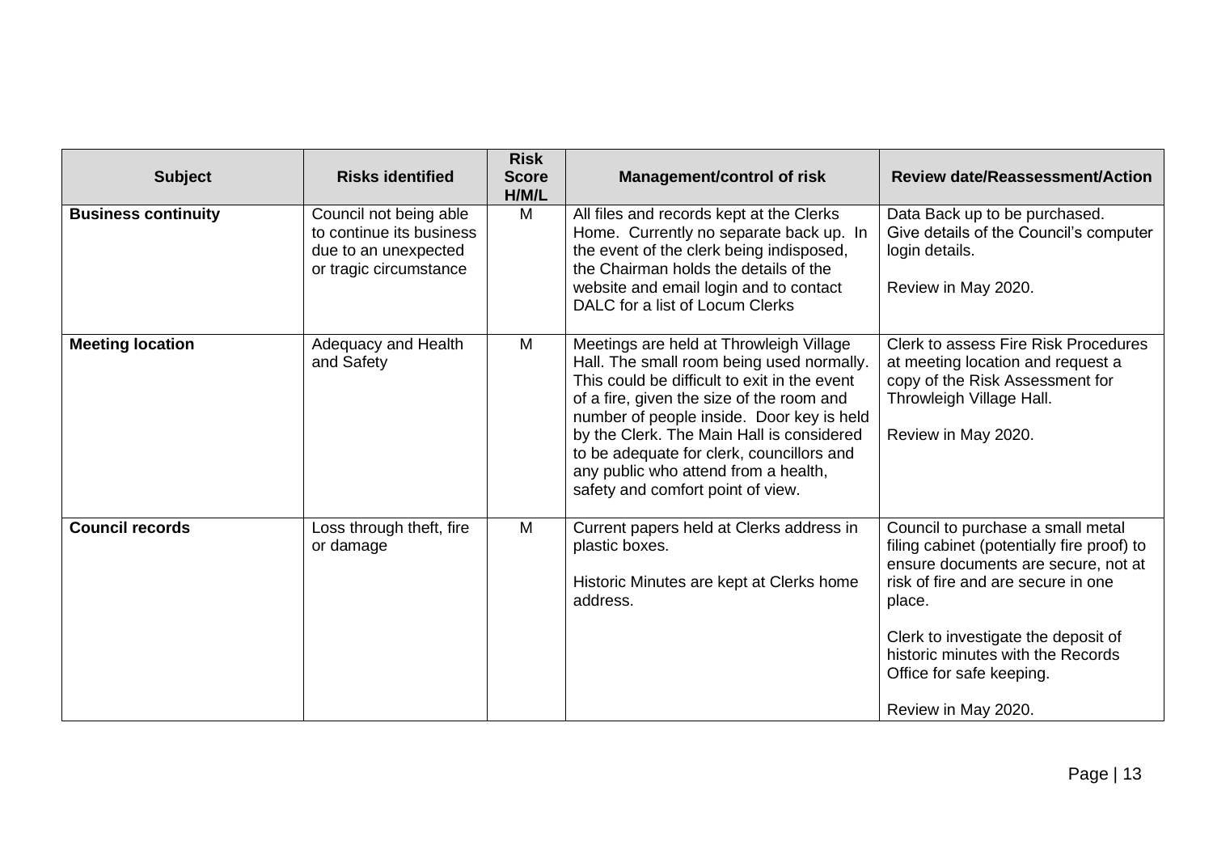| Subject | Risks identified | Risk Score H/M/L | Management/control of risk | Review date/Reassessment/Action |
|---|---|---|---|---|
| **Business continuity** | Council not being able to continue its business due to an unexpected or tragic circumstance | M | All files and records kept at the Clerks Home. Currently no separate back up. In the event of the clerk being indisposed, the Chairman holds the details of the website and email login and to contact DALC for a list of Locum Clerks | Data Back up to be purchased. Give details of the Council's computer login details.<br><br>Review in May 2020. |
| **Meeting location** | Adequacy and Health and Safety | M | Meetings are held at Throwleigh Village Hall. The small room being used normally. This could be difficult to exit in the event of a fire, given the size of the room and number of people inside. Door key is held by the Clerk. The Main Hall is considered to be adequate for clerk, councillors and any public who attend from a health, safety and comfort point of view. | Clerk to assess Fire Risk Procedures at meeting location and request a copy of the Risk Assessment for Throwleigh Village Hall.<br><br>Review in May 2020. |
| **Council records** | Loss through theft, fire or damage | M | Current papers held at Clerks address in plastic boxes.<br><br>Historic Minutes are kept at Clerks home address. | Council to purchase a small metal filing cabinet (potentially fire proof) to ensure documents are secure, not at risk of fire and are secure in one place.<br><br>Clerk to investigate the deposit of historic minutes with the Records Office for safe keeping.<br><br>Review in May 2020. |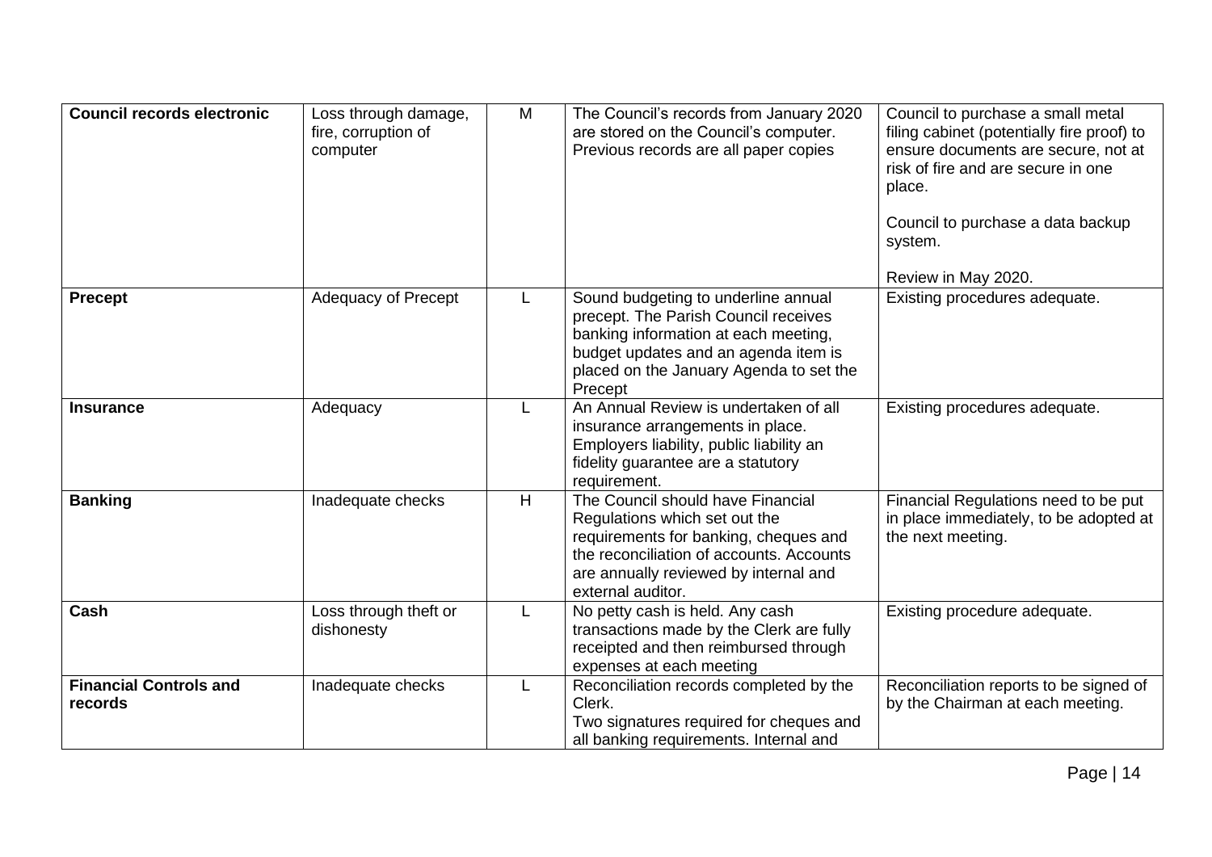| **Council records electronic** | Loss through damage, fire, corruption of computer | M | The Council's records from January 2020 are stored on the Council's computer. Previous records are all paper copies | Council to purchase a small metal filing cabinet (potentially fire proof) to ensure documents are secure, not at risk of fire and are secure in one place.<br><br>Council to purchase a data backup system.<br><br>Review in May 2020. |
|---|---|---|---|---|
| **Precept** | Adequacy of Precept | L | Sound budgeting to underline annual precept. The Parish Council receives banking information at each meeting, budget updates and an agenda item is placed on the January Agenda to set the Precept | Existing procedures adequate. |
| **Insurance** | Adequacy | L | An Annual Review is undertaken of all insurance arrangements in place. Employers liability, public liability an fidelity guarantee are a statutory requirement. | Existing procedures adequate. |
| **Banking** | Inadequate checks | H | The Council should have Financial Regulations which set out the requirements for banking, cheques and the reconciliation of accounts. Accounts are annually reviewed by internal and external auditor. | Financial Regulations need to be put in place immediately, to be adopted at the next meeting. |
| **Cash** | Loss through theft or dishonesty | L | No petty cash is held. Any cash transactions made by the Clerk are fully receipted and then reimbursed through expenses at each meeting | Existing procedure adequate. |
| **Financial Controls and records** | Inadequate checks | L | Reconciliation records completed by the Clerk.<br>Two signatures required for cheques and all banking requirements. Internal and | Reconciliation reports to be signed of by the Chairman at each meeting. |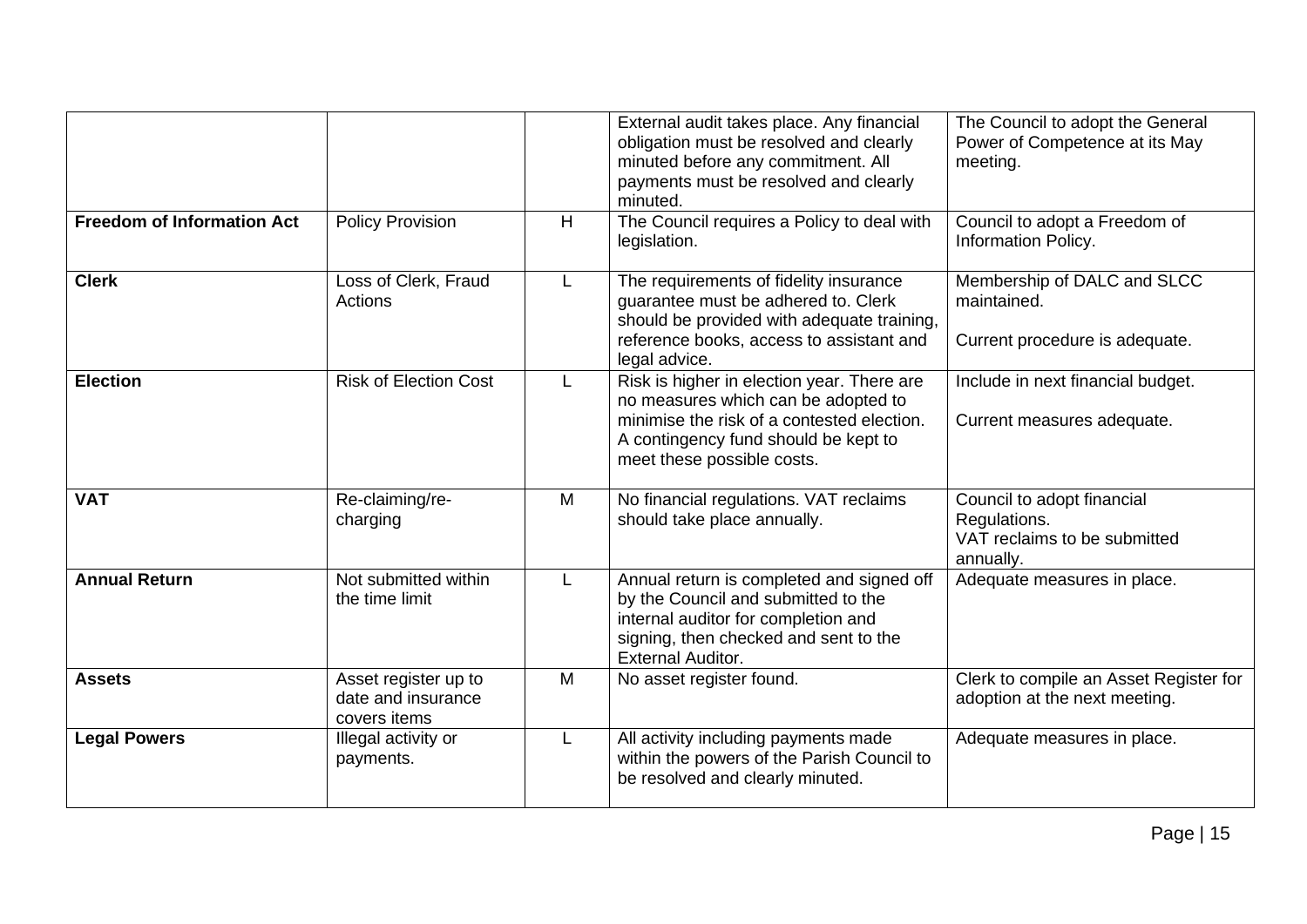| | | | | |
|---|---|---|---|---|
| | | | External audit takes place. Any financial obligation must be resolved and clearly minuted before any commitment. All payments must be resolved and clearly minuted. | The Council to adopt the General Power of Competence at its May meeting. |
| **Freedom of Information Act** | Policy Provision | H | The Council requires a Policy to deal with legislation. | Council to adopt a Freedom of Information Policy. |
| **Clerk** | Loss of Clerk, Fraud Actions | L | The requirements of fidelity insurance guarantee must be adhered to. Clerk should be provided with adequate training, reference books, access to assistant and legal advice. | Membership of DALC and SLCC maintained.<br><br>Current procedure is adequate. |
| **Election** | Risk of Election Cost | L | Risk is higher in election year. There are no measures which can be adopted to minimise the risk of a contested election. A contingency fund should be kept to meet these possible costs. | Include in next financial budget.<br><br>Current measures adequate. |
| **VAT** | Re-claiming/re-charging | M | No financial regulations. VAT reclaims should take place annually. | Council to adopt financial Regulations.<br>VAT reclaims to be submitted annually. |
| **Annual Return** | Not submitted within the time limit | L | Annual return is completed and signed off by the Council and submitted to the internal auditor for completion and signing, then checked and sent to the External Auditor. | Adequate measures in place. |
| **Assets** | Asset register up to date and insurance covers items | M | No asset register found. | Clerk to compile an Asset Register for adoption at the next meeting. |
| **Legal Powers** | Illegal activity or payments. | L | All activity including payments made within the powers of the Parish Council to be resolved and clearly minuted. | Adequate measures in place. |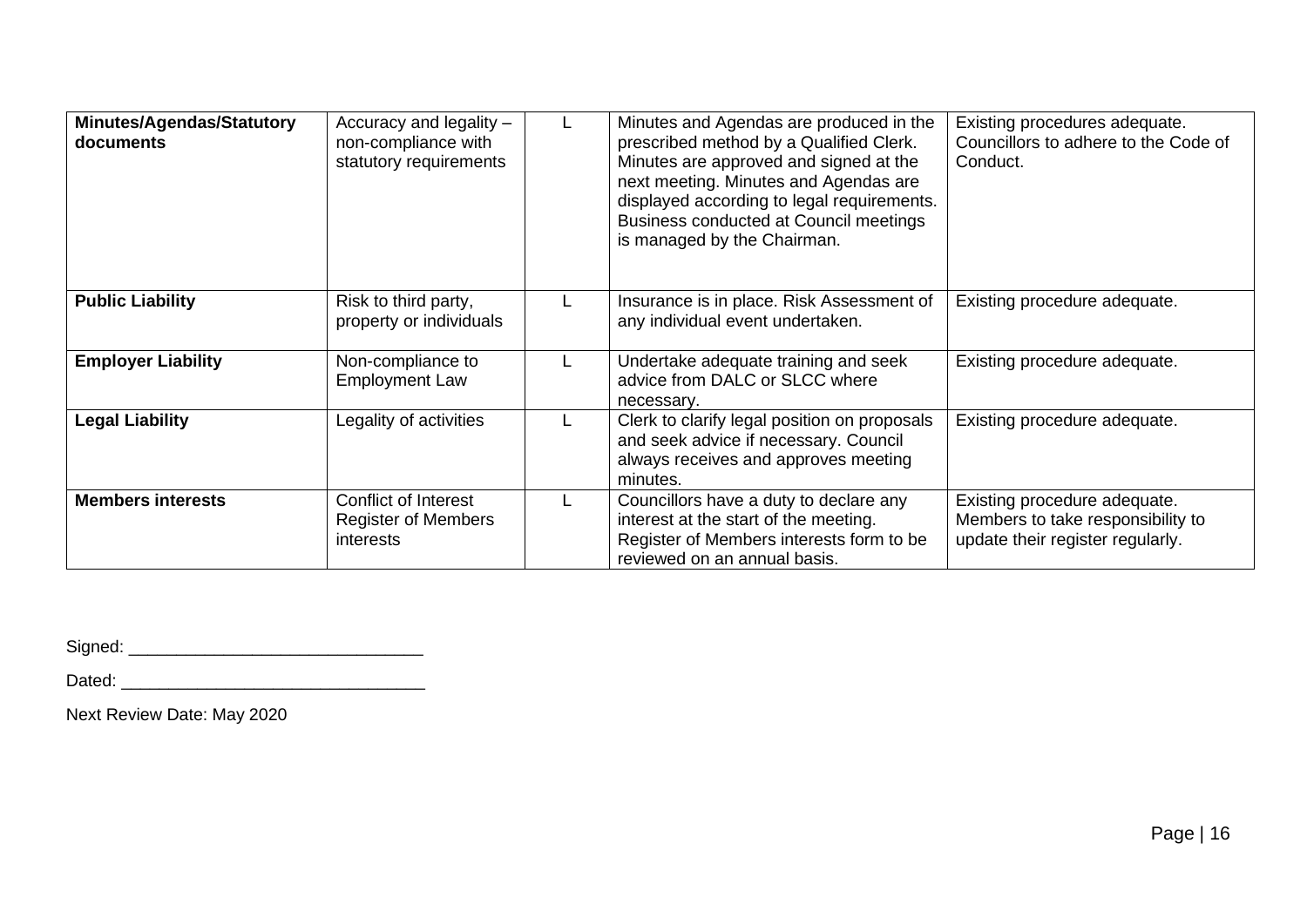| **Minutes/Agendas/Statutory documents** | Accuracy and legality – non-compliance with statutory requirements | L | Minutes and Agendas are produced in the prescribed method by a Qualified Clerk. Minutes are approved and signed at the next meeting. Minutes and Agendas are displayed according to legal requirements. Business conducted at Council meetings is managed by the Chairman. | Existing procedures adequate. Councillors to adhere to the Code of Conduct. |
|---|---|---|---|---|
| **Public Liability** | Risk to third party, property or individuals | L | Insurance is in place. Risk Assessment of any individual event undertaken. | Existing procedure adequate. |
| **Employer Liability** | Non-compliance to Employment Law | L | Undertake adequate training and seek advice from DALC or SLCC where necessary. | Existing procedure adequate. |
| **Legal Liability** | Legality of activities | L | Clerk to clarify legal position on proposals and seek advice if necessary. Council always receives and approves meeting minutes. | Existing procedure adequate. |
| **Members interests** | Conflict of Interest Register of Members interests | L | Councillors have a duty to declare any interest at the start of the meeting. Register of Members interests form to be reviewed on an annual basis. | Existing procedure adequate. Members to take responsibility to update their register regularly. |

Signed: ________________________________

Dated: ________________________________

Next Review Date: May 2020